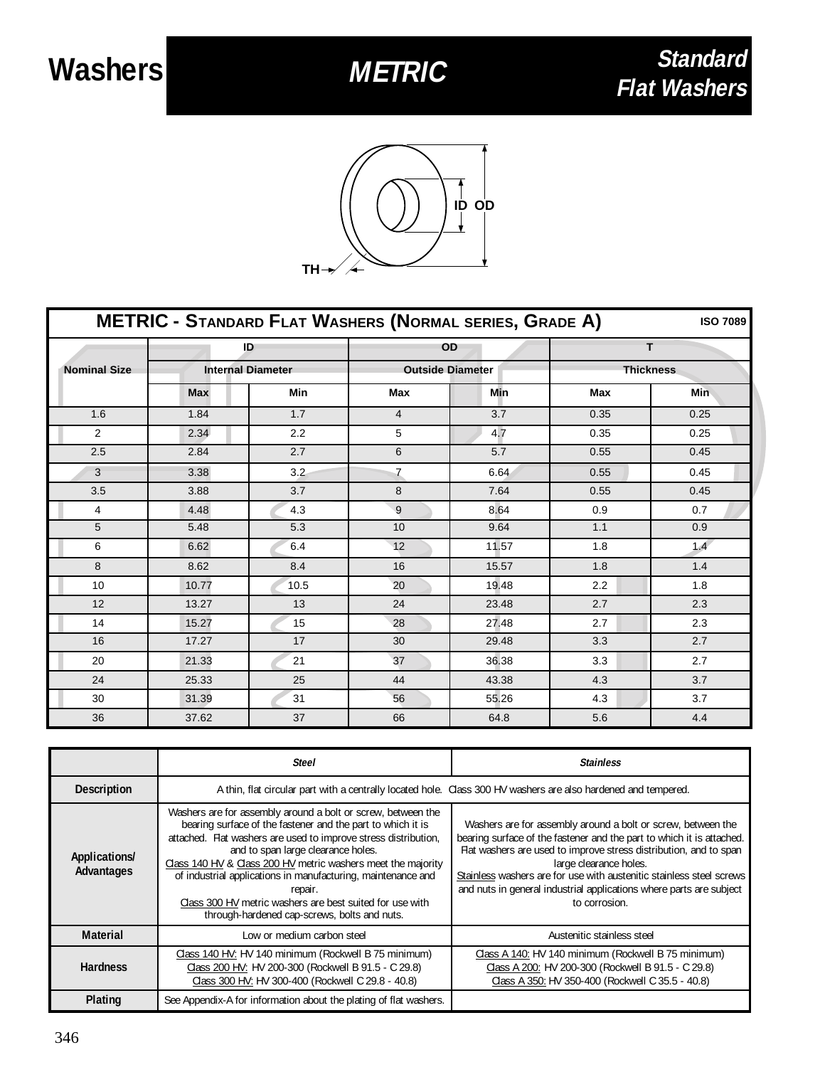# Washers

## METRIC

### Standard Flat Washers

ID OD

TH

| METRIC - STANDARD FLAT WASHERS (NORMAL SERIES, GRADE A) | | | | | | ISO 7089 |
|---|---|---|---|---|---|---|
| | ID | | OD | | T | |
| Nominal Size | Internal Diameter | | Outside Diameter | | Thickness | |
| | Max | Min | Max | Min | Max | Min |
| 1.6 | 1.84 | 1.7 | 4 | 3.7 | 0.35 | 0.25 |
| 2 | 2.34 | 2.2 | 5 | 4.7 | 0.35 | 0.25 |
| 2.5 | 2.84 | 2.7 | 6 | 5.7 | 0.55 | 0.45 |
| 3 | 3.38 | 3.2 | 7 | 6.64 | 0.55 | 0.45 |
| 3.5 | 3.88 | 3.7 | 8 | 7.64 | 0.55 | 0.45 |
| 4 | 4.48 | 4.3 | 9 | 8.64 | 0.9 | 0.7 |
| 5 | 5.48 | 5.3 | 10 | 9.64 | 1.1 | 0.9 |
| 6 | 6.62 | 6.4 | 12 | 11.57 | 1.8 | 1.4 |
| 8 | 8.62 | 8.4 | 16 | 15.57 | 1.8 | 1.4 |
| 10 | 10.77 | 10.5 | 20 | 19.48 | 2.2 | 1.8 |
| 12 | 13.27 | 13 | 24 | 23.48 | 2.7 | 2.3 |
| 14 | 15.27 | 15 | 28 | 27.48 | 2.7 | 2.3 |
| 16 | 17.27 | 17 | 30 | 29.48 | 3.3 | 2.7 |
| 20 | 21.33 | 21 | 37 | 36.38 | 3.3 | 2.7 |
| 24 | 25.33 | 25 | 44 | 43.38 | 4.3 | 3.7 |
| 30 | 31.39 | 31 | 56 | 55.26 | 4.3 | 3.7 |
| 36 | 37.62 | 37 | 66 | 64.8 | 5.6 | 4.4 |

| | *Steel* | *Stainless* |
|---|---|---|
| **Description** | A thin, flat circular part with a centrally located hole. Class 300 HV washers are also hardened and tempered. | |
| **Applications/ Advantages** | Washers are for assembly around a bolt or screw, between the bearing surface of the fastener and the part to which it is attached. Flat washers are used to improve stress distribution, and to span large clearance holes. Class 140 HV & Class 200 HV metric washers meet the majority of industrial applications in manufacturing, maintenance and repair. Class 300 HV metric washers are best suited for use with through-hardened cap-screws, bolts and nuts. | Washers are for assembly around a bolt or screw, between the bearing surface of the fastener and the part to which it is attached. Flat washers are used to improve stress distribution, and to span large clearance holes. Stainless washers are for use with austenitic stainless steel screws and nuts in general industrial applications where parts are subject to corrosion. |
| **Material** | Low or medium carbon steel | Austenitic stainless steel |
| **Hardness** | Class 140 HV: HV 140 minimum (Rockwell B 75 minimum) Class 200 HV: HV 200-300 (Rockwell B 91.5 - C 29.8) Class 300 HV: HV 300-400 (Rockwell C 29.8 - 40.8) | Class A 140: HV 140 minimum (Rockwell B 75 minimum) Class A 200: HV 200-300 (Rockwell B 91.5 - C 29.8) Class A 350: HV 350-400 (Rockwell C 35.5 - 40.8) |
| **Plating** | See Appendix-A for information about the plating of flat washers. | |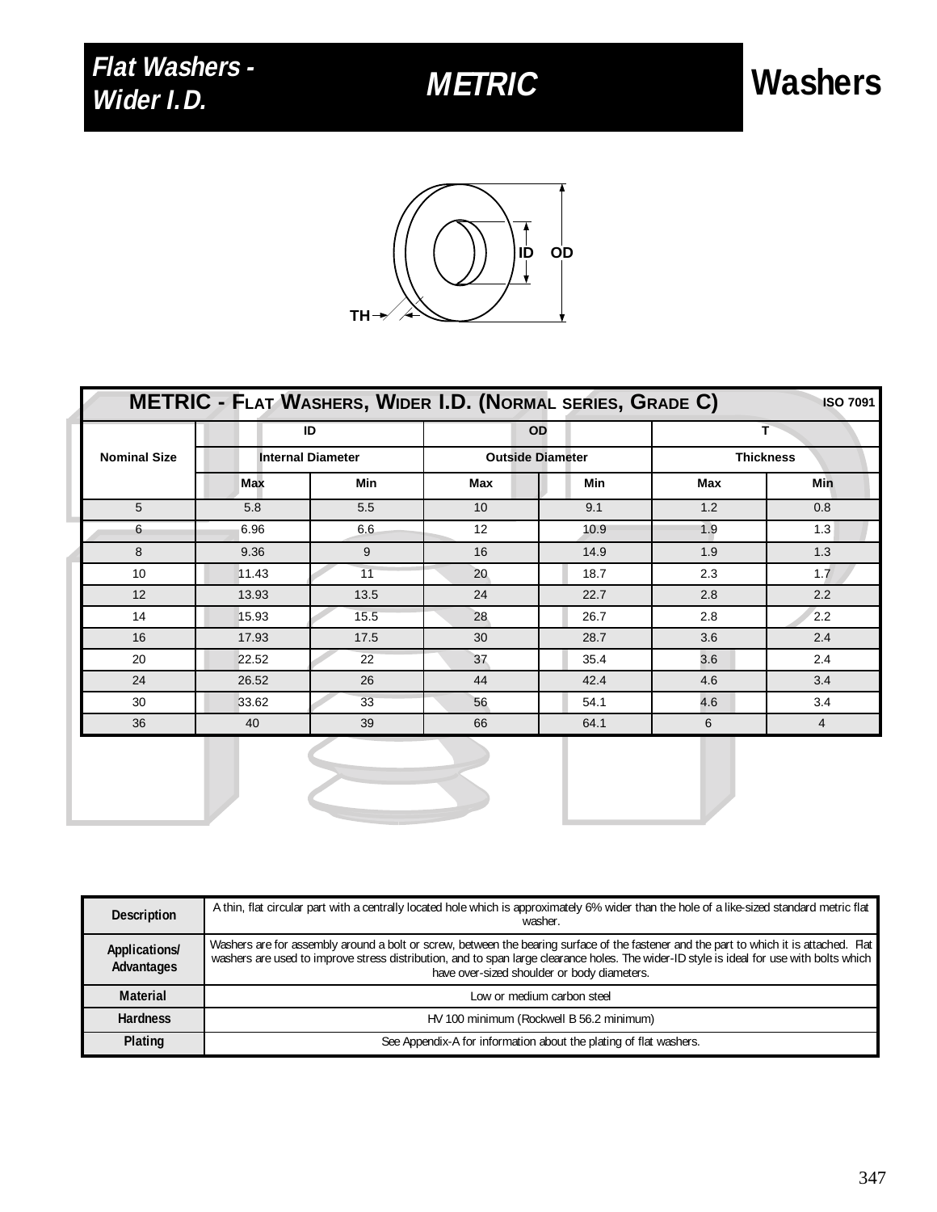# Flat Washers - Wider I.D.

## METRIC

## Washers

ID OD

TH

| METRIC - FLAT WASHERS, WIDER I.D. (NORMAL SERIES, GRADE C) ISO 7091 | | | | | | |
|---|---|---|---|---|---|---|
| Nominal Size | ID | | OD | | T | |
| | Internal Diameter | | Outside Diameter | | Thickness | |
| | Max | Min | Max | Min | Max | Min |
| 5 | 5.8 | 5.5 | 10 | 9.1 | 1.2 | 0.8 |
| 6 | 6.96 | 6.6 | 12 | 10.9 | 1.9 | 1.3 |
| 8 | 9.36 | 9 | 16 | 14.9 | 1.9 | 1.3 |
| 10 | 11.43 | 11 | 20 | 18.7 | 2.3 | 1.7 |
| 12 | 13.93 | 13.5 | 24 | 22.7 | 2.8 | 2.2 |
| 14 | 15.93 | 15.5 | 28 | 26.7 | 2.8 | 2.2 |
| 16 | 17.93 | 17.5 | 30 | 28.7 | 3.6 | 2.4 |
| 20 | 22.52 | 22 | 37 | 35.4 | 3.6 | 2.4 |
| 24 | 26.52 | 26 | 44 | 42.4 | 4.6 | 3.4 |
| 30 | 33.62 | 33 | 56 | 54.1 | 4.6 | 3.4 |
| 36 | 40 | 39 | 66 | 64.1 | 6 | 4 |

| | |
|---|---|
| **Description** | A thin, flat circular part with a centrally located hole which is approximately 6% wider than the hole of a like-sized standard metric flat washer. |
| **Applications/ Advantages** | Washers are for assembly around a bolt or screw, between the bearing surface of the fastener and the part to which it is attached. Flat washers are used to improve stress distribution, and to span large clearance holes. The wider-ID style is ideal for use with bolts which have over-sized shoulder or body diameters. |
| **Material** | Low or medium carbon steel |
| **Hardness** | HV 100 minimum (Rockwell B 56.2 minimum) |
| **Plating** | See Appendix-A for information about the plating of flat washers. |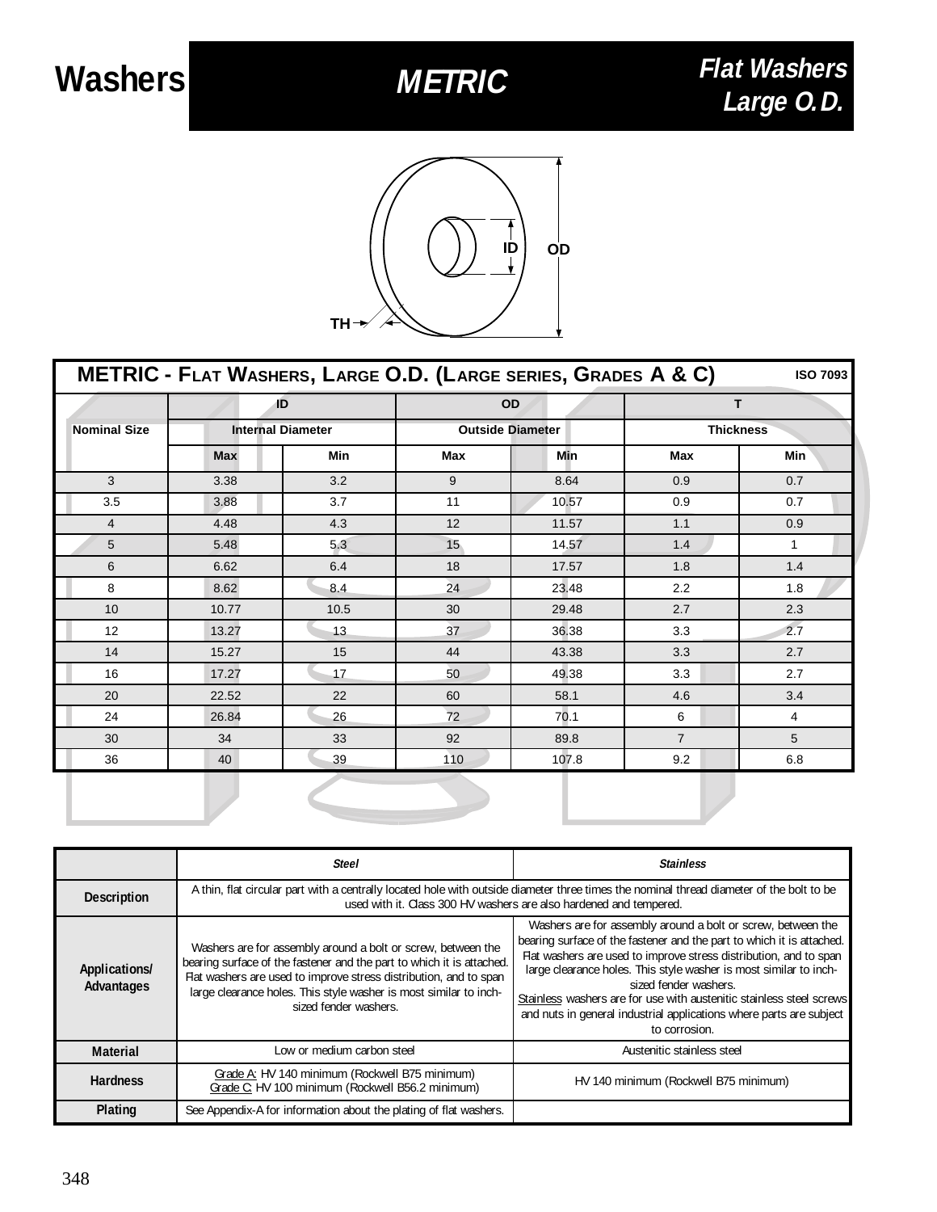# Washers — METRIC — Flat Washers Large O.D.

ID

OD

TH

## METRIC - Flat Washers, Large O.D. (Large series, Grades A & C) — ISO 7093

| Nominal Size | ID | | OD | | T | |
|---|---|---|---|---|---|---|
| | Internal Diameter | | Outside Diameter | | Thickness | |
| | Max | Min | Max | Min | Max | Min |
| 3 | 3.38 | 3.2 | 9 | 8.64 | 0.9 | 0.7 |
| 3.5 | 3.88 | 3.7 | 11 | 10.57 | 0.9 | 0.7 |
| 4 | 4.48 | 4.3 | 12 | 11.57 | 1.1 | 0.9 |
| 5 | 5.48 | 5.3 | 15 | 14.57 | 1.4 | 1 |
| 6 | 6.62 | 6.4 | 18 | 17.57 | 1.8 | 1.4 |
| 8 | 8.62 | 8.4 | 24 | 23.48 | 2.2 | 1.8 |
| 10 | 10.77 | 10.5 | 30 | 29.48 | 2.7 | 2.3 |
| 12 | 13.27 | 13 | 37 | 36.38 | 3.3 | 2.7 |
| 14 | 15.27 | 15 | 44 | 43.38 | 3.3 | 2.7 |
| 16 | 17.27 | 17 | 50 | 49.38 | 3.3 | 2.7 |
| 20 | 22.52 | 22 | 60 | 58.1 | 4.6 | 3.4 |
| 24 | 26.84 | 26 | 72 | 70.1 | 6 | 4 |
| 30 | 34 | 33 | 92 | 89.8 | 7 | 5 |
| 36 | 40 | 39 | 110 | 107.8 | 9.2 | 6.8 |

| | *Steel* | *Stainless* |
|---|---|---|
| **Description** | A thin, flat circular part with a centrally located hole with outside diameter three times the nominal thread diameter of the bolt to be used with it. Class 300 HV washers are also hardened and tempered. | |
| **Applications/ Advantages** | Washers are for assembly around a bolt or screw, between the bearing surface of the fastener and the part to which it is attached. Flat washers are used to improve stress distribution, and to span large clearance holes. This style washer is most similar to inch-sized fender washers. | Washers are for assembly around a bolt or screw, between the bearing surface of the fastener and the part to which it is attached. Flat washers are used to improve stress distribution, and to span large clearance holes. This style washer is most similar to inch-sized fender washers. Stainless washers are for use with austenitic stainless steel screws and nuts in general industrial applications where parts are subject to corrosion. |
| **Material** | Low or medium carbon steel | Austenitic stainless steel |
| **Hardness** | Grade A: HV 140 minimum (Rockwell B75 minimum) Grade C: HV 100 minimum (Rockwell B56.2 minimum) | HV 140 minimum (Rockwell B75 minimum) |
| **Plating** | See Appendix-A for information about the plating of flat washers. | |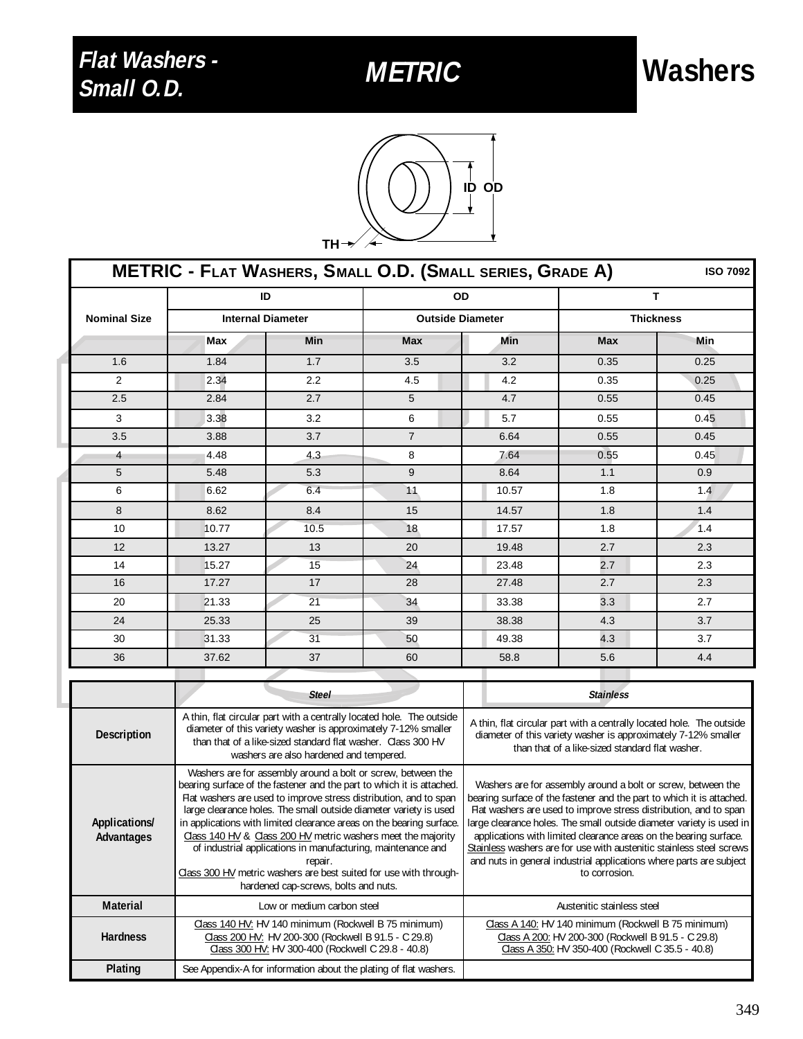# Flat Washers - Small O.D.

## METRIC

# Washers

ID OD

TH

## METRIC - FLAT WASHERS, SMALL O.D. (SMALL SERIES, GRADE A) ISO 7092

| Nominal Size | ID | | OD | | T | |
|---|---|---|---|---|---|---|
| | Internal Diameter | | Outside Diameter | | Thickness | |
| | Max | Min | Max | Min | Max | Min |
| 1.6 | 1.84 | 1.7 | 3.5 | 3.2 | 0.35 | 0.25 |
| 2 | 2.34 | 2.2 | 4.5 | 4.2 | 0.35 | 0.25 |
| 2.5 | 2.84 | 2.7 | 5 | 4.7 | 0.55 | 0.45 |
| 3 | 3.38 | 3.2 | 6 | 5.7 | 0.55 | 0.45 |
| 3.5 | 3.88 | 3.7 | 7 | 6.64 | 0.55 | 0.45 |
| 4 | 4.48 | 4.3 | 8 | 7.64 | 0.55 | 0.45 |
| 5 | 5.48 | 5.3 | 9 | 8.64 | 1.1 | 0.9 |
| 6 | 6.62 | 6.4 | 11 | 10.57 | 1.8 | 1.4 |
| 8 | 8.62 | 8.4 | 15 | 14.57 | 1.8 | 1.4 |
| 10 | 10.77 | 10.5 | 18 | 17.57 | 1.8 | 1.4 |
| 12 | 13.27 | 13 | 20 | 19.48 | 2.7 | 2.3 |
| 14 | 15.27 | 15 | 24 | 23.48 | 2.7 | 2.3 |
| 16 | 17.27 | 17 | 28 | 27.48 | 2.7 | 2.3 |
| 20 | 21.33 | 21 | 34 | 33.38 | 3.3 | 2.7 |
| 24 | 25.33 | 25 | 39 | 38.38 | 4.3 | 3.7 |
| 30 | 31.33 | 31 | 50 | 49.38 | 4.3 | 3.7 |
| 36 | 37.62 | 37 | 60 | 58.8 | 5.6 | 4.4 |

| | *Steel* | *Stainless* |
|---|---|---|
| **Description** | A thin, flat circular part with a centrally located hole. The outside diameter of this variety washer is approximately 7-12% smaller than that of a like-sized standard flat washer. Class 300 HV washers are also hardened and tempered. | A thin, flat circular part with a centrally located hole. The outside diameter of this variety washer is approximately 7-12% smaller than that of a like-sized standard flat washer. |
| **Applications/ Advantages** | Washers are for assembly around a bolt or screw, between the bearing surface of the fastener and the part to which it is attached. Flat washers are used to improve stress distribution, and to span large clearance holes. The small outside diameter variety is used in applications with limited clearance areas on the bearing surface. Class 140 HV & Class 200 HV metric washers meet the majority of industrial applications in manufacturing, maintenance and repair. Class 300 HV metric washers are best suited for use with through-hardened cap-screws, bolts and nuts. | Washers are for assembly around a bolt or screw, between the bearing surface of the fastener and the part to which it is attached. Flat washers are used to improve stress distribution, and to span large clearance holes. The small outside diameter variety is used in applications with limited clearance areas on the bearing surface. Stainless washers are for use with austenitic stainless steel screws and nuts in general industrial applications where parts are subject to corrosion. |
| **Material** | Low or medium carbon steel | Austenitic stainless steel |
| **Hardness** | Class 140 HV: HV 140 minimum (Rockwell B 75 minimum) Class 200 HV: HV 200-300 (Rockwell B 91.5 - C 29.8) Class 300 HV: HV 300-400 (Rockwell C 29.8 - 40.8) | Class A 140: HV 140 minimum (Rockwell B 75 minimum) Class A 200: HV 200-300 (Rockwell B 91.5 - C 29.8) Class A 350: HV 350-400 (Rockwell C 35.5 - 40.8) |
| **Plating** | See Appendix-A for information about the plating of flat washers. | |